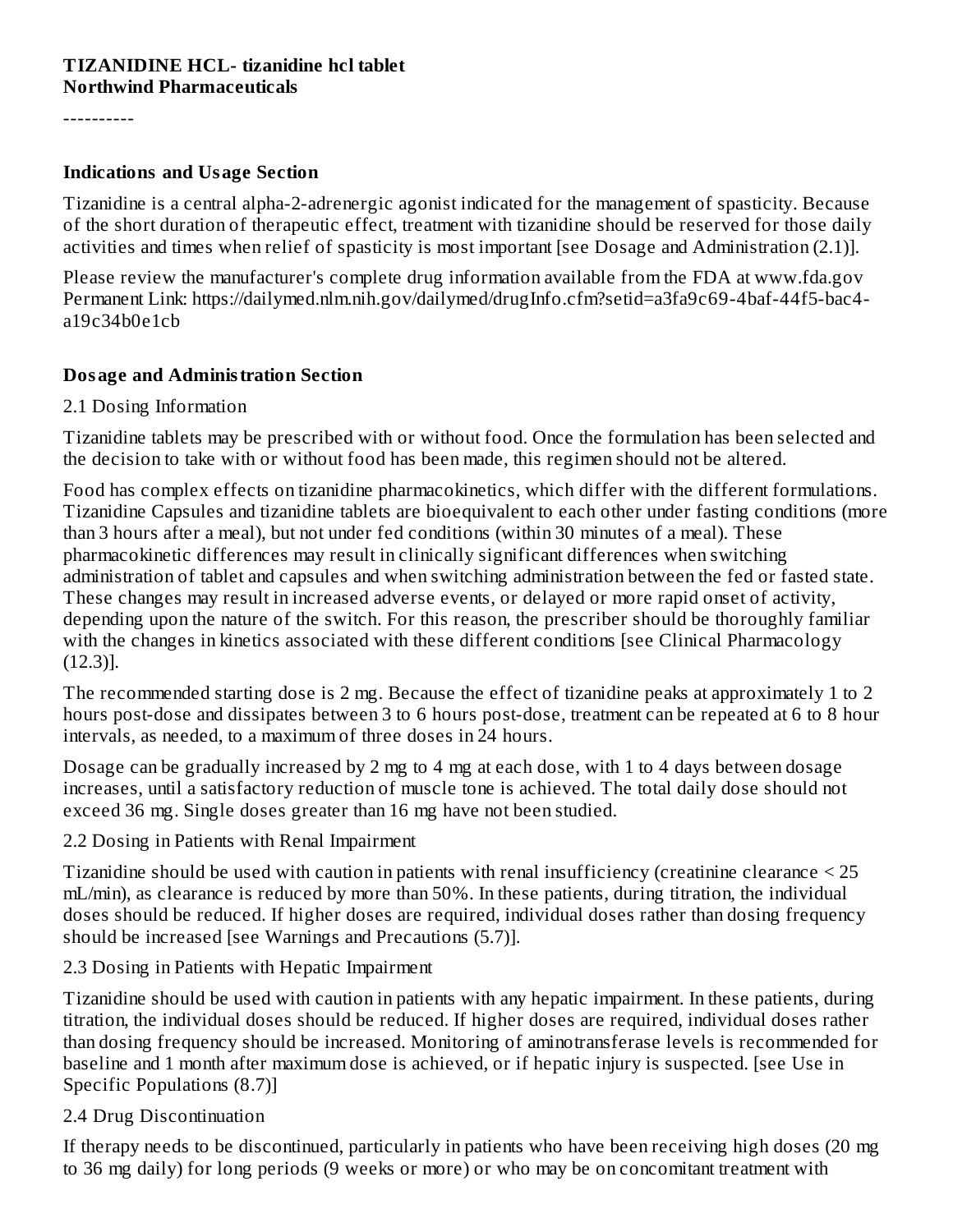**TIZANIDINE HCL- tizanidine hcl tablet**
**Northwind Pharmaceuticals**

----------

### Indications and Usage Section

Tizanidine is a central alpha-2-adrenergic agonist indicated for the management of spasticity. Because of the short duration of therapeutic effect, treatment with tizanidine should be reserved for those daily activities and times when relief of spasticity is most important [see Dosage and Administration (2.1)].

Please review the manufacturer's complete drug information available from the FDA at www.fda.gov Permanent Link: https://dailymed.nlm.nih.gov/dailymed/drugInfo.cfm?setid=a3fa9c69-4baf-44f5-bac4-a19c34b0e1cb

### Dosage and Administration Section

2.1 Dosing Information

Tizanidine tablets may be prescribed with or without food. Once the formulation has been selected and the decision to take with or without food has been made, this regimen should not be altered.

Food has complex effects on tizanidine pharmacokinetics, which differ with the different formulations. Tizanidine Capsules and tizanidine tablets are bioequivalent to each other under fasting conditions (more than 3 hours after a meal), but not under fed conditions (within 30 minutes of a meal). These pharmacokinetic differences may result in clinically significant differences when switching administration of tablet and capsules and when switching administration between the fed or fasted state. These changes may result in increased adverse events, or delayed or more rapid onset of activity, depending upon the nature of the switch. For this reason, the prescriber should be thoroughly familiar with the changes in kinetics associated with these different conditions [see Clinical Pharmacology (12.3)].

The recommended starting dose is 2 mg. Because the effect of tizanidine peaks at approximately 1 to 2 hours post-dose and dissipates between 3 to 6 hours post-dose, treatment can be repeated at 6 to 8 hour intervals, as needed, to a maximum of three doses in 24 hours.

Dosage can be gradually increased by 2 mg to 4 mg at each dose, with 1 to 4 days between dosage increases, until a satisfactory reduction of muscle tone is achieved. The total daily dose should not exceed 36 mg. Single doses greater than 16 mg have not been studied.

2.2 Dosing in Patients with Renal Impairment

Tizanidine should be used with caution in patients with renal insufficiency (creatinine clearance < 25 mL/min), as clearance is reduced by more than 50%. In these patients, during titration, the individual doses should be reduced. If higher doses are required, individual doses rather than dosing frequency should be increased [see Warnings and Precautions (5.7)].

2.3 Dosing in Patients with Hepatic Impairment

Tizanidine should be used with caution in patients with any hepatic impairment. In these patients, during titration, the individual doses should be reduced. If higher doses are required, individual doses rather than dosing frequency should be increased. Monitoring of aminotransferase levels is recommended for baseline and 1 month after maximum dose is achieved, or if hepatic injury is suspected. [see Use in Specific Populations (8.7)]

2.4 Drug Discontinuation

If therapy needs to be discontinued, particularly in patients who have been receiving high doses (20 mg to 36 mg daily) for long periods (9 weeks or more) or who may be on concomitant treatment with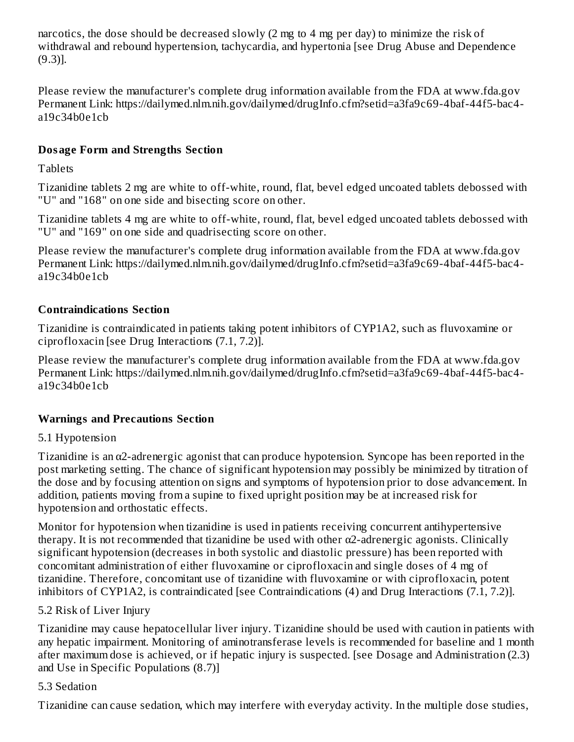narcotics, the dose should be decreased slowly (2 mg to 4 mg per day) to minimize the risk of withdrawal and rebound hypertension, tachycardia, and hypertonia [see Drug Abuse and Dependence (9.3)].

Please review the manufacturer's complete drug information available from the FDA at www.fda.gov Permanent Link: https://dailymed.nlm.nih.gov/dailymed/drugInfo.cfm?setid=a3fa9c69-4baf-44f5-bac4-a19c34b0e1cb

## Dosage Form and Strengths Section

Tablets

Tizanidine tablets 2 mg are white to off-white, round, flat, bevel edged uncoated tablets debossed with "U" and "168" on one side and bisecting score on other.

Tizanidine tablets 4 mg are white to off-white, round, flat, bevel edged uncoated tablets debossed with "U" and "169" on one side and quadrisecting score on other.

Please review the manufacturer's complete drug information available from the FDA at www.fda.gov Permanent Link: https://dailymed.nlm.nih.gov/dailymed/drugInfo.cfm?setid=a3fa9c69-4baf-44f5-bac4-a19c34b0e1cb

## Contraindications Section

Tizanidine is contraindicated in patients taking potent inhibitors of CYP1A2, such as fluvoxamine or ciprofloxacin [see Drug Interactions (7.1, 7.2)].

Please review the manufacturer's complete drug information available from the FDA at www.fda.gov Permanent Link: https://dailymed.nlm.nih.gov/dailymed/drugInfo.cfm?setid=a3fa9c69-4baf-44f5-bac4-a19c34b0e1cb

## Warnings and Precautions Section

5.1 Hypotension

Tizanidine is an α2-adrenergic agonist that can produce hypotension. Syncope has been reported in the post marketing setting. The chance of significant hypotension may possibly be minimized by titration of the dose and by focusing attention on signs and symptoms of hypotension prior to dose advancement. In addition, patients moving from a supine to fixed upright position may be at increased risk for hypotension and orthostatic effects.

Monitor for hypotension when tizanidine is used in patients receiving concurrent antihypertensive therapy. It is not recommended that tizanidine be used with other α2-adrenergic agonists. Clinically significant hypotension (decreases in both systolic and diastolic pressure) has been reported with concomitant administration of either fluvoxamine or ciprofloxacin and single doses of 4 mg of tizanidine. Therefore, concomitant use of tizanidine with fluvoxamine or with ciprofloxacin, potent inhibitors of CYP1A2, is contraindicated [see Contraindications (4) and Drug Interactions (7.1, 7.2)].

5.2 Risk of Liver Injury

Tizanidine may cause hepatocellular liver injury. Tizanidine should be used with caution in patients with any hepatic impairment. Monitoring of aminotransferase levels is recommended for baseline and 1 month after maximum dose is achieved, or if hepatic injury is suspected. [see Dosage and Administration (2.3) and Use in Specific Populations (8.7)]

5.3 Sedation

Tizanidine can cause sedation, which may interfere with everyday activity. In the multiple dose studies,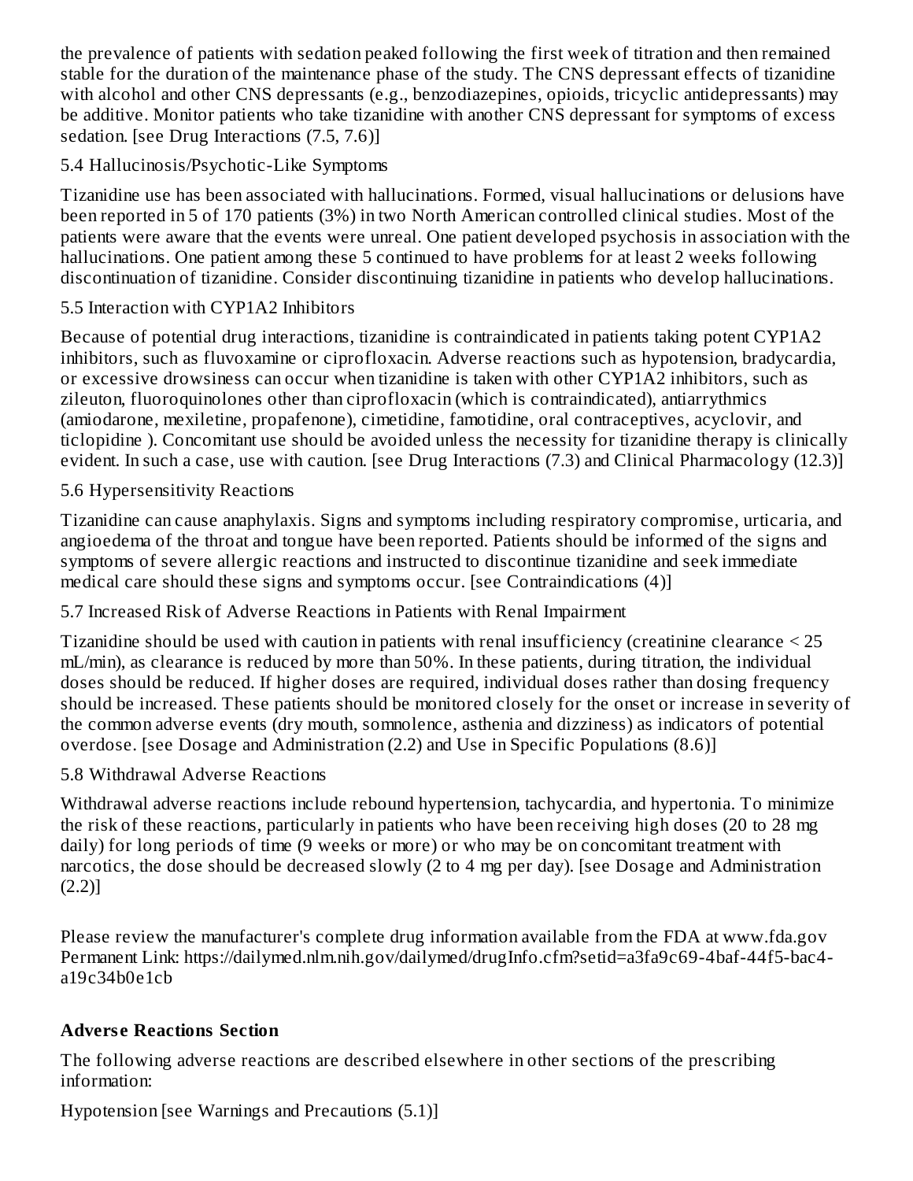the prevalence of patients with sedation peaked following the first week of titration and then remained stable for the duration of the maintenance phase of the study. The CNS depressant effects of tizanidine with alcohol and other CNS depressants (e.g., benzodiazepines, opioids, tricyclic antidepressants) may be additive. Monitor patients who take tizanidine with another CNS depressant for symptoms of excess sedation. [see Drug Interactions (7.5, 7.6)]

### 5.4 Hallucinosis/Psychotic-Like Symptoms

Tizanidine use has been associated with hallucinations. Formed, visual hallucinations or delusions have been reported in 5 of 170 patients (3%) in two North American controlled clinical studies. Most of the patients were aware that the events were unreal. One patient developed psychosis in association with the hallucinations. One patient among these 5 continued to have problems for at least 2 weeks following discontinuation of tizanidine. Consider discontinuing tizanidine in patients who develop hallucinations.

### 5.5 Interaction with CYP1A2 Inhibitors

Because of potential drug interactions, tizanidine is contraindicated in patients taking potent CYP1A2 inhibitors, such as fluvoxamine or ciprofloxacin. Adverse reactions such as hypotension, bradycardia, or excessive drowsiness can occur when tizanidine is taken with other CYP1A2 inhibitors, such as zileuton, fluoroquinolones other than ciprofloxacin (which is contraindicated), antiarrythmics (amiodarone, mexiletine, propafenone), cimetidine, famotidine, oral contraceptives, acyclovir, and ticlopidine ). Concomitant use should be avoided unless the necessity for tizanidine therapy is clinically evident. In such a case, use with caution. [see Drug Interactions (7.3) and Clinical Pharmacology (12.3)]

### 5.6 Hypersensitivity Reactions

Tizanidine can cause anaphylaxis. Signs and symptoms including respiratory compromise, urticaria, and angioedema of the throat and tongue have been reported. Patients should be informed of the signs and symptoms of severe allergic reactions and instructed to discontinue tizanidine and seek immediate medical care should these signs and symptoms occur. [see Contraindications (4)]

### 5.7 Increased Risk of Adverse Reactions in Patients with Renal Impairment

Tizanidine should be used with caution in patients with renal insufficiency (creatinine clearance < 25 mL/min), as clearance is reduced by more than 50%. In these patients, during titration, the individual doses should be reduced. If higher doses are required, individual doses rather than dosing frequency should be increased. These patients should be monitored closely for the onset or increase in severity of the common adverse events (dry mouth, somnolence, asthenia and dizziness) as indicators of potential overdose. [see Dosage and Administration (2.2) and Use in Specific Populations (8.6)]

### 5.8 Withdrawal Adverse Reactions

Withdrawal adverse reactions include rebound hypertension, tachycardia, and hypertonia. To minimize the risk of these reactions, particularly in patients who have been receiving high doses (20 to 28 mg daily) for long periods of time (9 weeks or more) or who may be on concomitant treatment with narcotics, the dose should be decreased slowly (2 to 4 mg per day). [see Dosage and Administration (2.2)]

Please review the manufacturer's complete drug information available from the FDA at www.fda.gov
Permanent Link: https://dailymed.nlm.nih.gov/dailymed/drugInfo.cfm?setid=a3fa9c69-4baf-44f5-bac4-a19c34b0e1cb

## Adverse Reactions Section

The following adverse reactions are described elsewhere in other sections of the prescribing information:

Hypotension [see Warnings and Precautions (5.1)]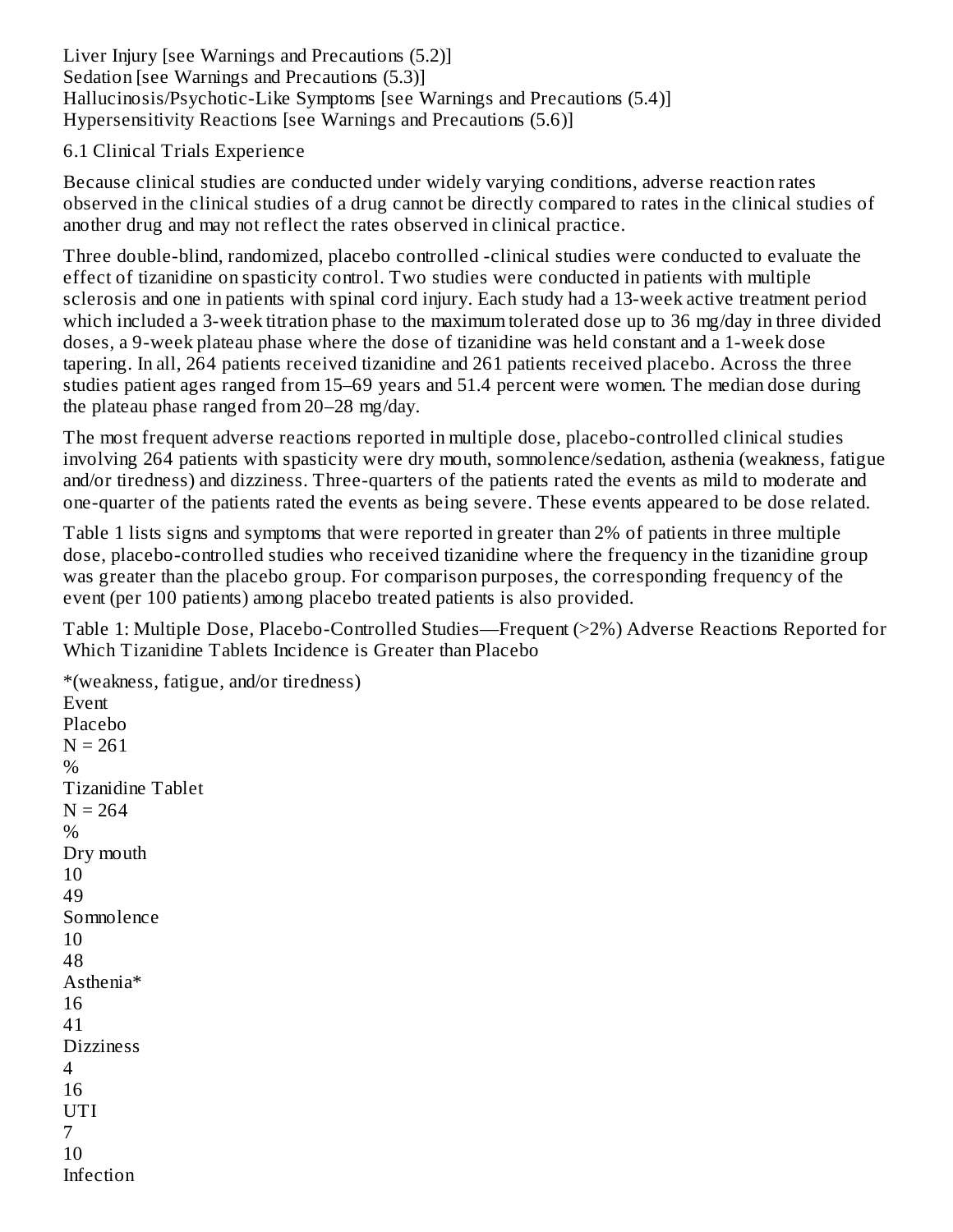Liver Injury [see Warnings and Precautions (5.2)]
Sedation [see Warnings and Precautions (5.3)]
Hallucinosis/Psychotic-Like Symptoms [see Warnings and Precautions (5.4)]
Hypersensitivity Reactions [see Warnings and Precautions (5.6)]

## 6.1 Clinical Trials Experience

Because clinical studies are conducted under widely varying conditions, adverse reaction rates observed in the clinical studies of a drug cannot be directly compared to rates in the clinical studies of another drug and may not reflect the rates observed in clinical practice.

Three double-blind, randomized, placebo controlled -clinical studies were conducted to evaluate the effect of tizanidine on spasticity control. Two studies were conducted in patients with multiple sclerosis and one in patients with spinal cord injury. Each study had a 13-week active treatment period which included a 3-week titration phase to the maximum tolerated dose up to 36 mg/day in three divided doses, a 9-week plateau phase where the dose of tizanidine was held constant and a 1-week dose tapering. In all, 264 patients received tizanidine and 261 patients received placebo. Across the three studies patient ages ranged from 15–69 years and 51.4 percent were women. The median dose during the plateau phase ranged from 20–28 mg/day.

The most frequent adverse reactions reported in multiple dose, placebo-controlled clinical studies involving 264 patients with spasticity were dry mouth, somnolence/sedation, asthenia (weakness, fatigue and/or tiredness) and dizziness. Three-quarters of the patients rated the events as mild to moderate and one-quarter of the patients rated the events as being severe. These events appeared to be dose related.

Table 1 lists signs and symptoms that were reported in greater than 2% of patients in three multiple dose, placebo-controlled studies who received tizanidine where the frequency in the tizanidine group was greater than the placebo group. For comparison purposes, the corresponding frequency of the event (per 100 patients) among placebo treated patients is also provided.

Table 1: Multiple Dose, Placebo-Controlled Studies—Frequent (>2%) Adverse Reactions Reported for Which Tizanidine Tablets Incidence is Greater than Placebo

| Event | Placebo N = 261 % | Tizanidine Tablet N = 264 % |
|---|---|---|
| Dry mouth | 10 | 49 |
| Somnolence | 10 | 48 |
| Asthenia* | 16 | 41 |
| Dizziness | 4 | 16 |
| UTI | 7 | 10 |
| Infection | | |

*(weakness, fatigue, and/or tiredness)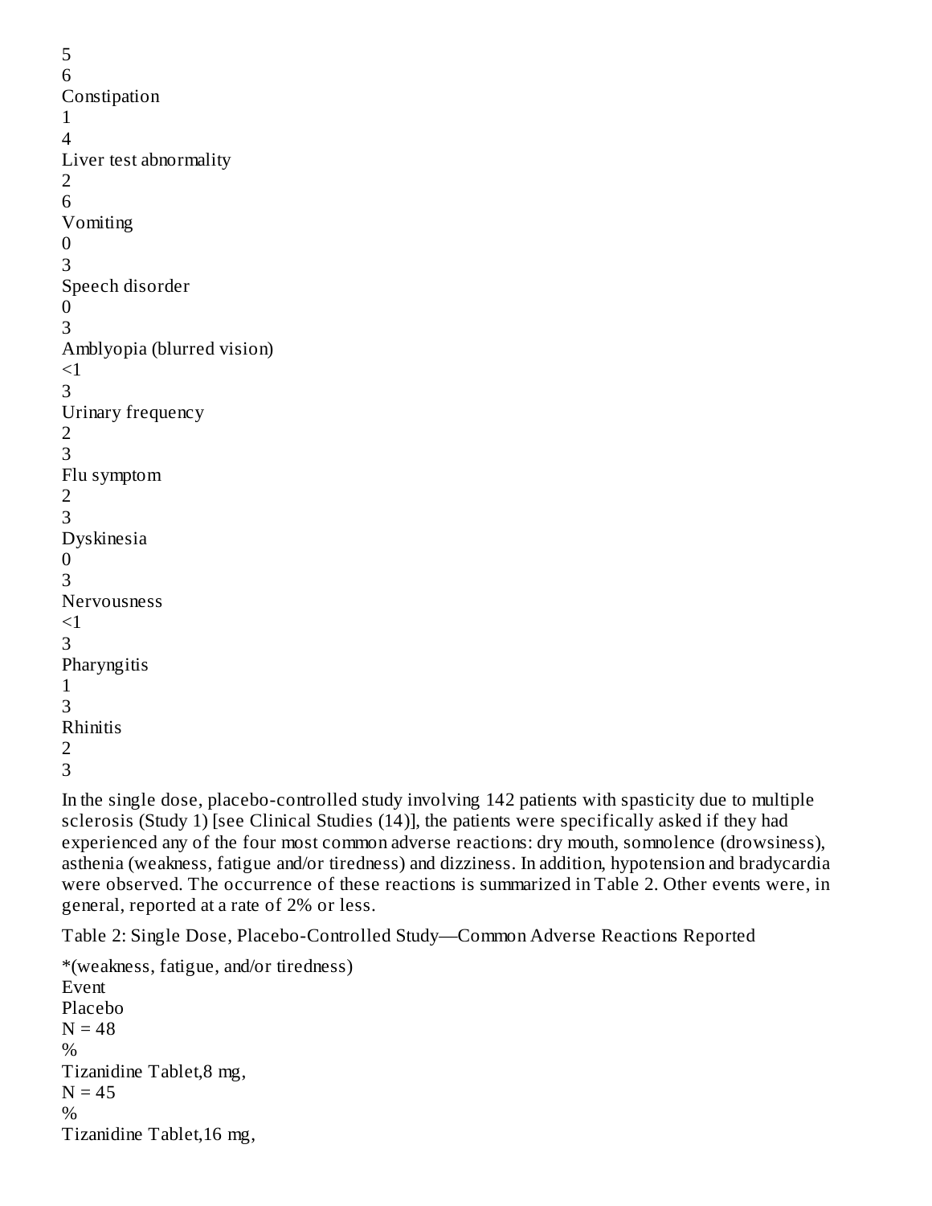| | | |
|---|---|---|
| | 5 | 6 |
| Constipation | 1 | 4 |
| Liver test abnormality | 2 | 6 |
| Vomiting | 0 | 3 |
| Speech disorder | 0 | 3 |
| Amblyopia (blurred vision) | <1 | 3 |
| Urinary frequency | 2 | 3 |
| Flu symptom | 2 | 3 |
| Dyskinesia | 0 | 3 |
| Nervousness | <1 | 3 |
| Pharyngitis | 1 | 3 |
| Rhinitis | 2 | 3 |

In the single dose, placebo-controlled study involving 142 patients with spasticity due to multiple sclerosis (Study 1) [see Clinical Studies (14)], the patients were specifically asked if they had experienced any of the four most common adverse reactions: dry mouth, somnolence (drowsiness), asthenia (weakness, fatigue and/or tiredness) and dizziness. In addition, hypotension and bradycardia were observed. The occurrence of these reactions is summarized in Table 2. Other events were, in general, reported at a rate of 2% or less.

Table 2: Single Dose, Placebo-Controlled Study—Common Adverse Reactions Reported

*(weakness, fatigue, and/or tiredness)

| Event | Placebo N = 48 % | Tizanidine Tablet,8 mg, N = 45 % | Tizanidine Tablet,16 mg, |
|---|---|---|---|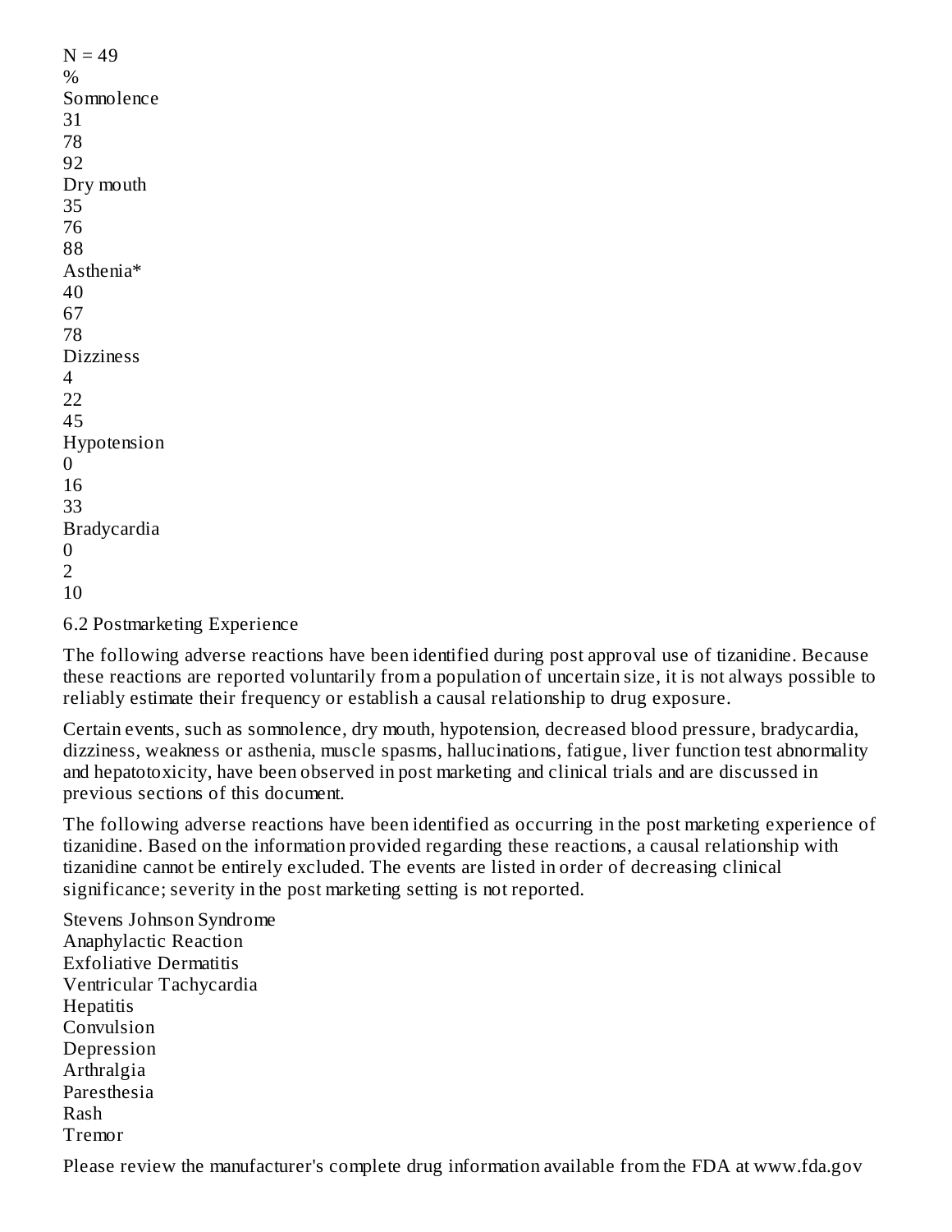| | N = 49 |
| --- | --- |
| | % |
| Somnolence | 31 |
| | 78 |
| | 92 |
| Dry mouth | 35 |
| | 76 |
| | 88 |
| Asthenia* | 40 |
| | 67 |
| | 78 |
| Dizziness | 4 |
| | 22 |
| | 45 |
| Hypotension | 0 |
| | 16 |
| | 33 |
| Bradycardia | 0 |
| | 2 |
| | 10 |

## 6.2 Postmarketing Experience

The following adverse reactions have been identified during post approval use of tizanidine. Because these reactions are reported voluntarily from a population of uncertain size, it is not always possible to reliably estimate their frequency or establish a causal relationship to drug exposure.

Certain events, such as somnolence, dry mouth, hypotension, decreased blood pressure, bradycardia, dizziness, weakness or asthenia, muscle spasms, hallucinations, fatigue, liver function test abnormality and hepatotoxicity, have been observed in post marketing and clinical trials and are discussed in previous sections of this document.

The following adverse reactions have been identified as occurring in the post marketing experience of tizanidine. Based on the information provided regarding these reactions, a causal relationship with tizanidine cannot be entirely excluded. The events are listed in order of decreasing clinical significance; severity in the post marketing setting is not reported.

Stevens Johnson Syndrome
Anaphylactic Reaction
Exfoliative Dermatitis
Ventricular Tachycardia
Hepatitis
Convulsion
Depression
Arthralgia
Paresthesia
Rash
Tremor

Please review the manufacturer's complete drug information available from the FDA at www.fda.gov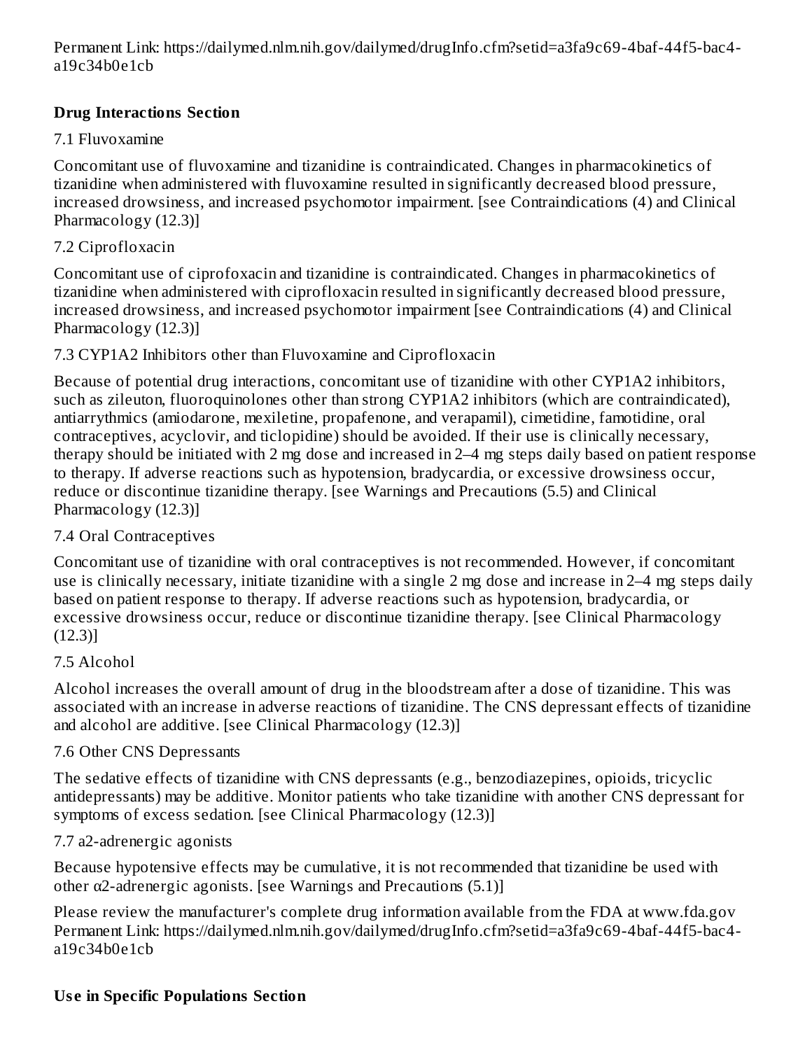Permanent Link: https://dailymed.nlm.nih.gov/dailymed/drugInfo.cfm?setid=a3fa9c69-4baf-44f5-bac4-a19c34b0e1cb

**Drug Interactions Section**

7.1 Fluvoxamine

Concomitant use of fluvoxamine and tizanidine is contraindicated. Changes in pharmacokinetics of tizanidine when administered with fluvoxamine resulted in significantly decreased blood pressure, increased drowsiness, and increased psychomotor impairment. [see Contraindications (4) and Clinical Pharmacology (12.3)]

7.2 Ciprofloxacin

Concomitant use of ciprofoxacin and tizanidine is contraindicated. Changes in pharmacokinetics of tizanidine when administered with ciprofloxacin resulted in significantly decreased blood pressure, increased drowsiness, and increased psychomotor impairment [see Contraindications (4) and Clinical Pharmacology (12.3)]

7.3 CYP1A2 Inhibitors other than Fluvoxamine and Ciprofloxacin

Because of potential drug interactions, concomitant use of tizanidine with other CYP1A2 inhibitors, such as zileuton, fluoroquinolones other than strong CYP1A2 inhibitors (which are contraindicated), antiarrythmics (amiodarone, mexiletine, propafenone, and verapamil), cimetidine, famotidine, oral contraceptives, acyclovir, and ticlopidine) should be avoided. If their use is clinically necessary, therapy should be initiated with 2 mg dose and increased in 2–4 mg steps daily based on patient response to therapy. If adverse reactions such as hypotension, bradycardia, or excessive drowsiness occur, reduce or discontinue tizanidine therapy. [see Warnings and Precautions (5.5) and Clinical Pharmacology (12.3)]

7.4 Oral Contraceptives

Concomitant use of tizanidine with oral contraceptives is not recommended. However, if concomitant use is clinically necessary, initiate tizanidine with a single 2 mg dose and increase in 2–4 mg steps daily based on patient response to therapy. If adverse reactions such as hypotension, bradycardia, or excessive drowsiness occur, reduce or discontinue tizanidine therapy. [see Clinical Pharmacology (12.3)]

7.5 Alcohol

Alcohol increases the overall amount of drug in the bloodstream after a dose of tizanidine. This was associated with an increase in adverse reactions of tizanidine. The CNS depressant effects of tizanidine and alcohol are additive. [see Clinical Pharmacology (12.3)]

7.6 Other CNS Depressants

The sedative effects of tizanidine with CNS depressants (e.g., benzodiazepines, opioids, tricyclic antidepressants) may be additive. Monitor patients who take tizanidine with another CNS depressant for symptoms of excess sedation. [see Clinical Pharmacology (12.3)]

7.7 a2-adrenergic agonists

Because hypotensive effects may be cumulative, it is not recommended that tizanidine be used with other α2-adrenergic agonists. [see Warnings and Precautions (5.1)]

Please review the manufacturer's complete drug information available from the FDA at www.fda.gov
Permanent Link: https://dailymed.nlm.nih.gov/dailymed/drugInfo.cfm?setid=a3fa9c69-4baf-44f5-bac4-a19c34b0e1cb

**Use in Specific Populations Section**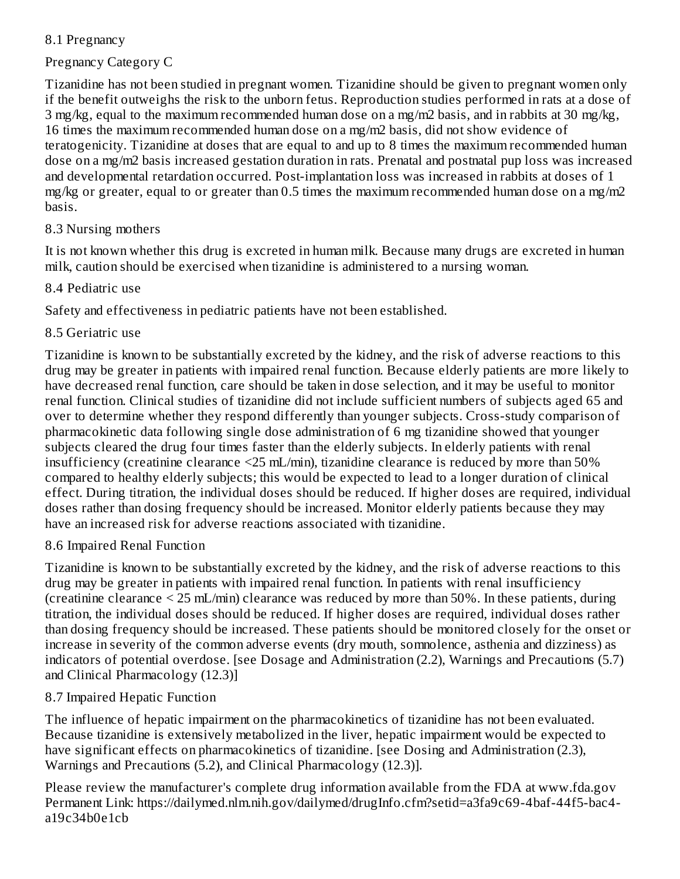### 8.1 Pregnancy

Pregnancy Category C

Tizanidine has not been studied in pregnant women. Tizanidine should be given to pregnant women only if the benefit outweighs the risk to the unborn fetus. Reproduction studies performed in rats at a dose of 3 mg/kg, equal to the maximum recommended human dose on a mg/m2 basis, and in rabbits at 30 mg/kg, 16 times the maximum recommended human dose on a mg/m2 basis, did not show evidence of teratogenicity. Tizanidine at doses that are equal to and up to 8 times the maximum recommended human dose on a mg/m2 basis increased gestation duration in rats. Prenatal and postnatal pup loss was increased and developmental retardation occurred. Post-implantation loss was increased in rabbits at doses of 1 mg/kg or greater, equal to or greater than 0.5 times the maximum recommended human dose on a mg/m2 basis.

### 8.3 Nursing mothers

It is not known whether this drug is excreted in human milk. Because many drugs are excreted in human milk, caution should be exercised when tizanidine is administered to a nursing woman.

### 8.4 Pediatric use

Safety and effectiveness in pediatric patients have not been established.

### 8.5 Geriatric use

Tizanidine is known to be substantially excreted by the kidney, and the risk of adverse reactions to this drug may be greater in patients with impaired renal function. Because elderly patients are more likely to have decreased renal function, care should be taken in dose selection, and it may be useful to monitor renal function. Clinical studies of tizanidine did not include sufficient numbers of subjects aged 65 and over to determine whether they respond differently than younger subjects. Cross-study comparison of pharmacokinetic data following single dose administration of 6 mg tizanidine showed that younger subjects cleared the drug four times faster than the elderly subjects. In elderly patients with renal insufficiency (creatinine clearance <25 mL/min), tizanidine clearance is reduced by more than 50% compared to healthy elderly subjects; this would be expected to lead to a longer duration of clinical effect. During titration, the individual doses should be reduced. If higher doses are required, individual doses rather than dosing frequency should be increased. Monitor elderly patients because they may have an increased risk for adverse reactions associated with tizanidine.

### 8.6 Impaired Renal Function

Tizanidine is known to be substantially excreted by the kidney, and the risk of adverse reactions to this drug may be greater in patients with impaired renal function. In patients with renal insufficiency (creatinine clearance < 25 mL/min) clearance was reduced by more than 50%. In these patients, during titration, the individual doses should be reduced. If higher doses are required, individual doses rather than dosing frequency should be increased. These patients should be monitored closely for the onset or increase in severity of the common adverse events (dry mouth, somnolence, asthenia and dizziness) as indicators of potential overdose. [see Dosage and Administration (2.2), Warnings and Precautions (5.7) and Clinical Pharmacology (12.3)]

### 8.7 Impaired Hepatic Function

The influence of hepatic impairment on the pharmacokinetics of tizanidine has not been evaluated. Because tizanidine is extensively metabolized in the liver, hepatic impairment would be expected to have significant effects on pharmacokinetics of tizanidine. [see Dosing and Administration (2.3), Warnings and Precautions (5.2), and Clinical Pharmacology (12.3)].

Please review the manufacturer's complete drug information available from the FDA at www.fda.gov
Permanent Link: https://dailymed.nlm.nih.gov/dailymed/drugInfo.cfm?setid=a3fa9c69-4baf-44f5-bac4-a19c34b0e1cb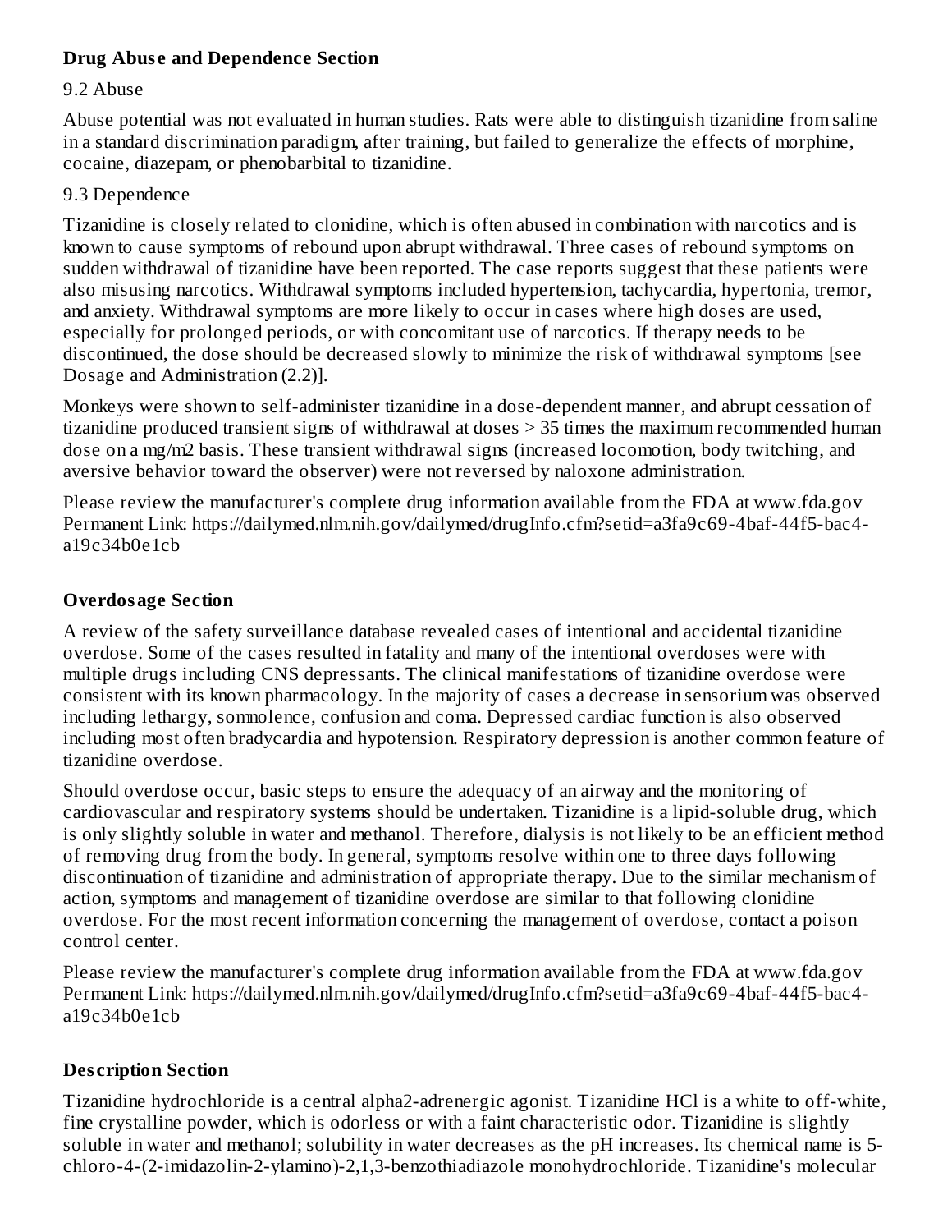### Drug Abuse and Dependence Section

9.2 Abuse

Abuse potential was not evaluated in human studies. Rats were able to distinguish tizanidine from saline in a standard discrimination paradigm, after training, but failed to generalize the effects of morphine, cocaine, diazepam, or phenobarbital to tizanidine.

9.3 Dependence

Tizanidine is closely related to clonidine, which is often abused in combination with narcotics and is known to cause symptoms of rebound upon abrupt withdrawal. Three cases of rebound symptoms on sudden withdrawal of tizanidine have been reported. The case reports suggest that these patients were also misusing narcotics. Withdrawal symptoms included hypertension, tachycardia, hypertonia, tremor, and anxiety. Withdrawal symptoms are more likely to occur in cases where high doses are used, especially for prolonged periods, or with concomitant use of narcotics. If therapy needs to be discontinued, the dose should be decreased slowly to minimize the risk of withdrawal symptoms [see Dosage and Administration (2.2)].

Monkeys were shown to self-administer tizanidine in a dose-dependent manner, and abrupt cessation of tizanidine produced transient signs of withdrawal at doses > 35 times the maximum recommended human dose on a mg/m2 basis. These transient withdrawal signs (increased locomotion, body twitching, and aversive behavior toward the observer) were not reversed by naloxone administration.

Please review the manufacturer's complete drug information available from the FDA at www.fda.gov Permanent Link: https://dailymed.nlm.nih.gov/dailymed/drugInfo.cfm?setid=a3fa9c69-4baf-44f5-bac4-a19c34b0e1cb

### Overdosage Section

A review of the safety surveillance database revealed cases of intentional and accidental tizanidine overdose. Some of the cases resulted in fatality and many of the intentional overdoses were with multiple drugs including CNS depressants. The clinical manifestations of tizanidine overdose were consistent with its known pharmacology. In the majority of cases a decrease in sensorium was observed including lethargy, somnolence, confusion and coma. Depressed cardiac function is also observed including most often bradycardia and hypotension. Respiratory depression is another common feature of tizanidine overdose.

Should overdose occur, basic steps to ensure the adequacy of an airway and the monitoring of cardiovascular and respiratory systems should be undertaken. Tizanidine is a lipid-soluble drug, which is only slightly soluble in water and methanol. Therefore, dialysis is not likely to be an efficient method of removing drug from the body. In general, symptoms resolve within one to three days following discontinuation of tizanidine and administration of appropriate therapy. Due to the similar mechanism of action, symptoms and management of tizanidine overdose are similar to that following clonidine overdose. For the most recent information concerning the management of overdose, contact a poison control center.

Please review the manufacturer's complete drug information available from the FDA at www.fda.gov Permanent Link: https://dailymed.nlm.nih.gov/dailymed/drugInfo.cfm?setid=a3fa9c69-4baf-44f5-bac4-a19c34b0e1cb

### Description Section

Tizanidine hydrochloride is a central alpha2-adrenergic agonist. Tizanidine HCl is a white to off-white, fine crystalline powder, which is odorless or with a faint characteristic odor. Tizanidine is slightly soluble in water and methanol; solubility in water decreases as the pH increases. Its chemical name is 5-chloro-4-(2-imidazolin-2-ylamino)-2,1,3-benzothiadiazole monohydrochloride. Tizanidine's molecular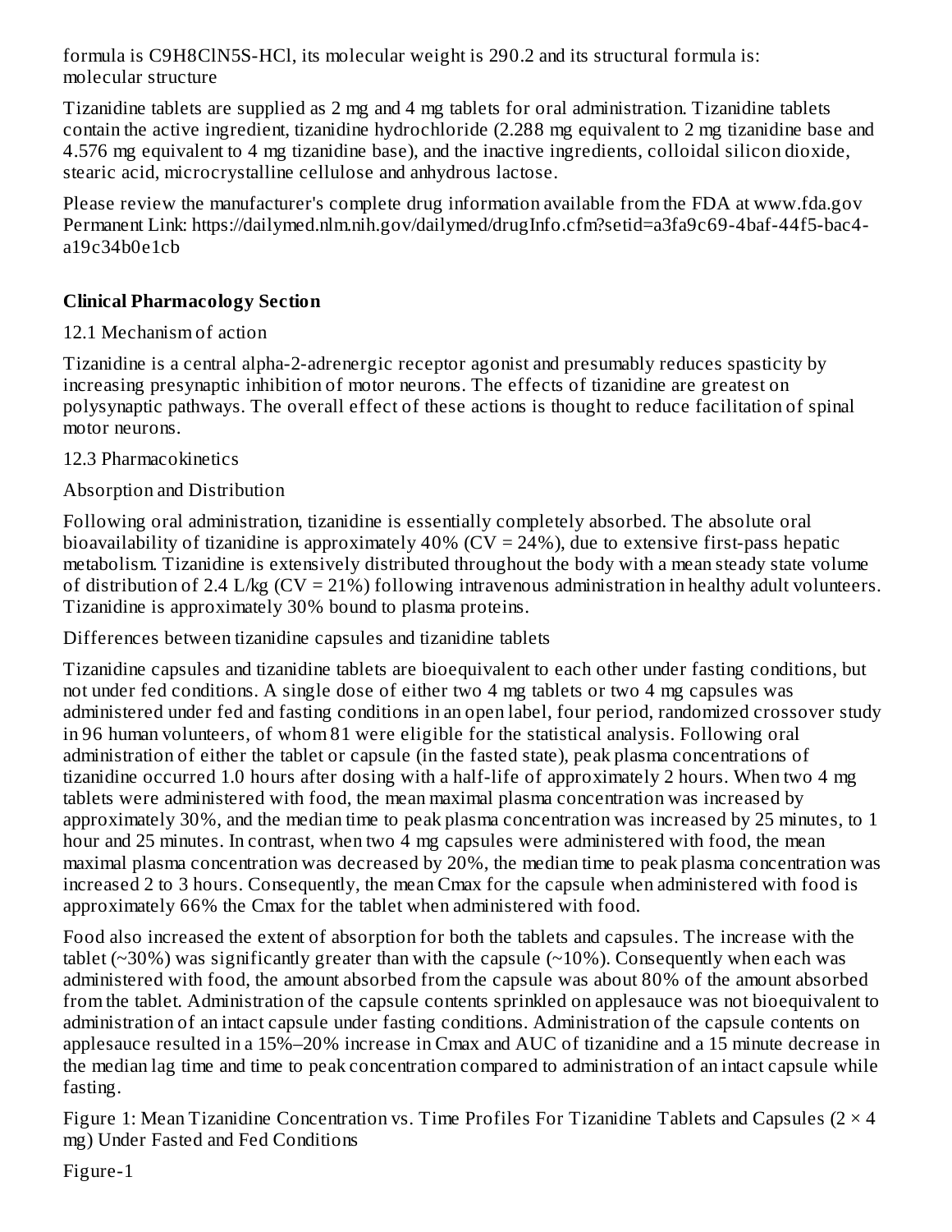formula is $C_9H_8ClN_5S$-HCl, its molecular weight is 290.2 and its structural formula is:
molecular structure

Tizanidine tablets are supplied as 2 mg and 4 mg tablets for oral administration. Tizanidine tablets contain the active ingredient, tizanidine hydrochloride (2.288 mg equivalent to 2 mg tizanidine base and 4.576 mg equivalent to 4 mg tizanidine base), and the inactive ingredients, colloidal silicon dioxide, stearic acid, microcrystalline cellulose and anhydrous lactose.

Please review the manufacturer's complete drug information available from the FDA at www.fda.gov
Permanent Link: https://dailymed.nlm.nih.gov/dailymed/drugInfo.cfm?setid=a3fa9c69-4baf-44f5-bac4-a19c34b0e1cb

## Clinical Pharmacology Section

12.1 Mechanism of action

Tizanidine is a central alpha-2-adrenergic receptor agonist and presumably reduces spasticity by increasing presynaptic inhibition of motor neurons. The effects of tizanidine are greatest on polysynaptic pathways. The overall effect of these actions is thought to reduce facilitation of spinal motor neurons.

12.3 Pharmacokinetics

Absorption and Distribution

Following oral administration, tizanidine is essentially completely absorbed. The absolute oral bioavailability of tizanidine is approximately 40% (CV = 24%), due to extensive first-pass hepatic metabolism. Tizanidine is extensively distributed throughout the body with a mean steady state volume of distribution of 2.4 L/kg (CV = 21%) following intravenous administration in healthy adult volunteers. Tizanidine is approximately 30% bound to plasma proteins.

Differences between tizanidine capsules and tizanidine tablets

Tizanidine capsules and tizanidine tablets are bioequivalent to each other under fasting conditions, but not under fed conditions. A single dose of either two 4 mg tablets or two 4 mg capsules was administered under fed and fasting conditions in an open label, four period, randomized crossover study in 96 human volunteers, of whom 81 were eligible for the statistical analysis. Following oral administration of either the tablet or capsule (in the fasted state), peak plasma concentrations of tizanidine occurred 1.0 hours after dosing with a half-life of approximately 2 hours. When two 4 mg tablets were administered with food, the mean maximal plasma concentration was increased by approximately 30%, and the median time to peak plasma concentration was increased by 25 minutes, to 1 hour and 25 minutes. In contrast, when two 4 mg capsules were administered with food, the mean maximal plasma concentration was decreased by 20%, the median time to peak plasma concentration was increased 2 to 3 hours. Consequently, the mean Cmax for the capsule when administered with food is approximately 66% the Cmax for the tablet when administered with food.

Food also increased the extent of absorption for both the tablets and capsules. The increase with the tablet (~30%) was significantly greater than with the capsule (~10%). Consequently when each was administered with food, the amount absorbed from the capsule was about 80% of the amount absorbed from the tablet. Administration of the capsule contents sprinkled on applesauce was not bioequivalent to administration of an intact capsule under fasting conditions. Administration of the capsule contents on applesauce resulted in a 15%–20% increase in Cmax and AUC of tizanidine and a 15 minute decrease in the median lag time and time to peak concentration compared to administration of an intact capsule while fasting.

Figure 1: Mean Tizanidine Concentration vs. Time Profiles For Tizanidine Tablets and Capsules (2 × 4 mg) Under Fasted and Fed Conditions

Figure-1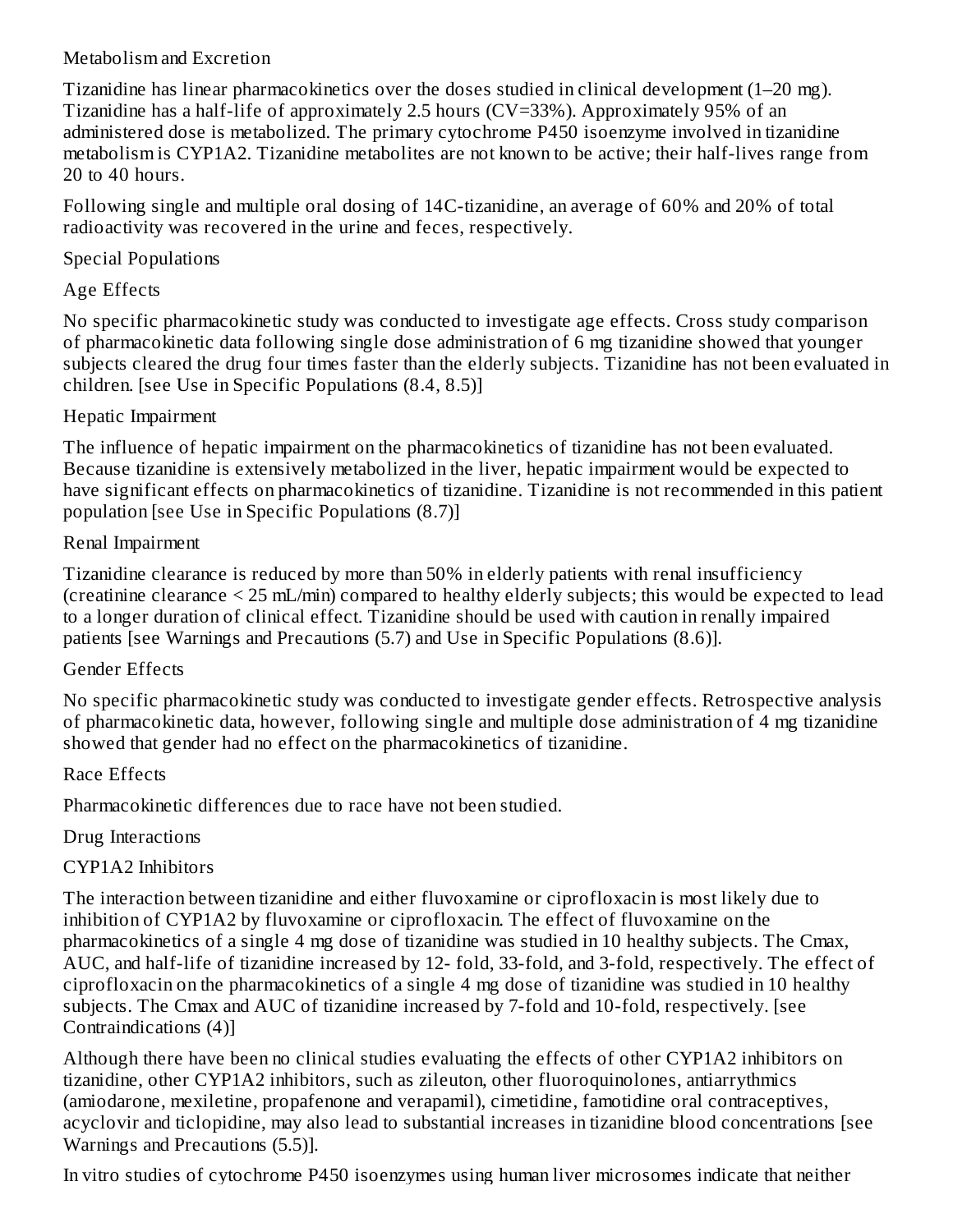### Metabolism and Excretion

Tizanidine has linear pharmacokinetics over the doses studied in clinical development (1–20 mg). Tizanidine has a half-life of approximately 2.5 hours (CV=33%). Approximately 95% of an administered dose is metabolized. The primary cytochrome P450 isoenzyme involved in tizanidine metabolism is CYP1A2. Tizanidine metabolites are not known to be active; their half-lives range from 20 to 40 hours.

Following single and multiple oral dosing of 14C-tizanidine, an average of 60% and 20% of total radioactivity was recovered in the urine and feces, respectively.

### Special Populations

#### Age Effects

No specific pharmacokinetic study was conducted to investigate age effects. Cross study comparison of pharmacokinetic data following single dose administration of 6 mg tizanidine showed that younger subjects cleared the drug four times faster than the elderly subjects. Tizanidine has not been evaluated in children. [see Use in Specific Populations (8.4, 8.5)]

#### Hepatic Impairment

The influence of hepatic impairment on the pharmacokinetics of tizanidine has not been evaluated. Because tizanidine is extensively metabolized in the liver, hepatic impairment would be expected to have significant effects on pharmacokinetics of tizanidine. Tizanidine is not recommended in this patient population [see Use in Specific Populations (8.7)]

#### Renal Impairment

Tizanidine clearance is reduced by more than 50% in elderly patients with renal insufficiency (creatinine clearance < 25 mL/min) compared to healthy elderly subjects; this would be expected to lead to a longer duration of clinical effect. Tizanidine should be used with caution in renally impaired patients [see Warnings and Precautions (5.7) and Use in Specific Populations (8.6)].

#### Gender Effects

No specific pharmacokinetic study was conducted to investigate gender effects. Retrospective analysis of pharmacokinetic data, however, following single and multiple dose administration of 4 mg tizanidine showed that gender had no effect on the pharmacokinetics of tizanidine.

#### Race Effects

Pharmacokinetic differences due to race have not been studied.

### Drug Interactions

#### CYP1A2 Inhibitors

The interaction between tizanidine and either fluvoxamine or ciprofloxacin is most likely due to inhibition of CYP1A2 by fluvoxamine or ciprofloxacin. The effect of fluvoxamine on the pharmacokinetics of a single 4 mg dose of tizanidine was studied in 10 healthy subjects. The Cmax, AUC, and half-life of tizanidine increased by 12- fold, 33-fold, and 3-fold, respectively. The effect of ciprofloxacin on the pharmacokinetics of a single 4 mg dose of tizanidine was studied in 10 healthy subjects. The Cmax and AUC of tizanidine increased by 7-fold and 10-fold, respectively. [see Contraindications (4)]

Although there have been no clinical studies evaluating the effects of other CYP1A2 inhibitors on tizanidine, other CYP1A2 inhibitors, such as zileuton, other fluoroquinolones, antiarrythmics (amiodarone, mexiletine, propafenone and verapamil), cimetidine, famotidine oral contraceptives, acyclovir and ticlopidine, may also lead to substantial increases in tizanidine blood concentrations [see Warnings and Precautions (5.5)].

In vitro studies of cytochrome P450 isoenzymes using human liver microsomes indicate that neither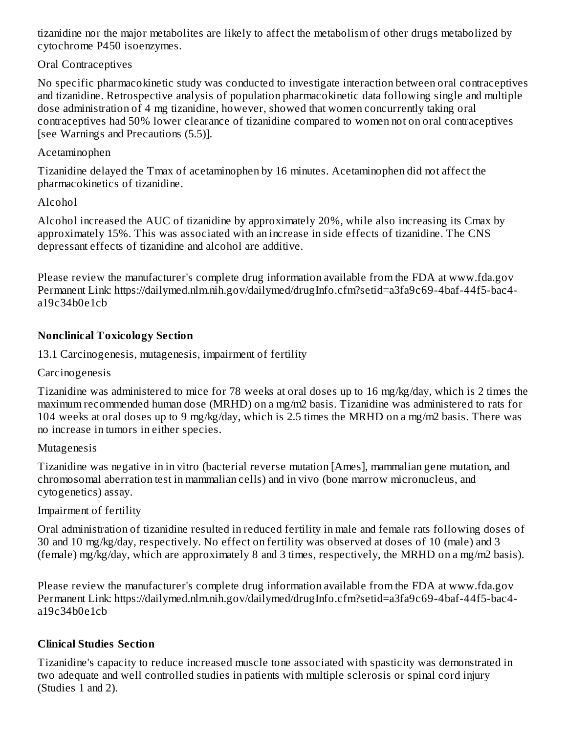tizanidine nor the major metabolites are likely to affect the metabolism of other drugs metabolized by cytochrome P450 isoenzymes.

Oral Contraceptives

No specific pharmacokinetic study was conducted to investigate interaction between oral contraceptives and tizanidine. Retrospective analysis of population pharmacokinetic data following single and multiple dose administration of 4 mg tizanidine, however, showed that women concurrently taking oral contraceptives had 50% lower clearance of tizanidine compared to women not on oral contraceptives [see Warnings and Precautions (5.5)].

Acetaminophen

Tizanidine delayed the Tmax of acetaminophen by 16 minutes. Acetaminophen did not affect the pharmacokinetics of tizanidine.

Alcohol

Alcohol increased the AUC of tizanidine by approximately 20%, while also increasing its Cmax by approximately 15%. This was associated with an increase in side effects of tizanidine. The CNS depressant effects of tizanidine and alcohol are additive.

Please review the manufacturer's complete drug information available from the FDA at www.fda.gov
Permanent Link: https://dailymed.nlm.nih.gov/dailymed/drugInfo.cfm?setid=a3fa9c69-4baf-44f5-bac4-a19c34b0e1cb

## Nonclinical Toxicology Section

13.1 Carcinogenesis, mutagenesis, impairment of fertility

Carcinogenesis

Tizanidine was administered to mice for 78 weeks at oral doses up to 16 mg/kg/day, which is 2 times the maximum recommended human dose (MRHD) on a mg/m2 basis. Tizanidine was administered to rats for 104 weeks at oral doses up to 9 mg/kg/day, which is 2.5 times the MRHD on a mg/m2 basis. There was no increase in tumors in either species.

Mutagenesis

Tizanidine was negative in in vitro (bacterial reverse mutation [Ames], mammalian gene mutation, and chromosomal aberration test in mammalian cells) and in vivo (bone marrow micronucleus, and cytogenetics) assay.

Impairment of fertility

Oral administration of tizanidine resulted in reduced fertility in male and female rats following doses of 30 and 10 mg/kg/day, respectively. No effect on fertility was observed at doses of 10 (male) and 3 (female) mg/kg/day, which are approximately 8 and 3 times, respectively, the MRHD on a mg/m2 basis).

Please review the manufacturer's complete drug information available from the FDA at www.fda.gov
Permanent Link: https://dailymed.nlm.nih.gov/dailymed/drugInfo.cfm?setid=a3fa9c69-4baf-44f5-bac4-a19c34b0e1cb

## Clinical Studies Section

Tizanidine's capacity to reduce increased muscle tone associated with spasticity was demonstrated in two adequate and well controlled studies in patients with multiple sclerosis or spinal cord injury (Studies 1 and 2).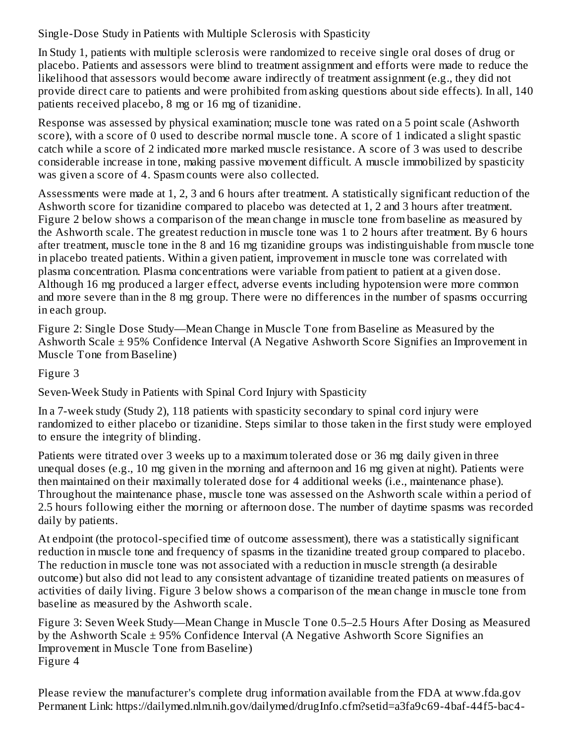### Single-Dose Study in Patients with Multiple Sclerosis with Spasticity

In Study 1, patients with multiple sclerosis were randomized to receive single oral doses of drug or placebo. Patients and assessors were blind to treatment assignment and efforts were made to reduce the likelihood that assessors would become aware indirectly of treatment assignment (e.g., they did not provide direct care to patients and were prohibited from asking questions about side effects). In all, 140 patients received placebo, 8 mg or 16 mg of tizanidine.

Response was assessed by physical examination; muscle tone was rated on a 5 point scale (Ashworth score), with a score of 0 used to describe normal muscle tone. A score of 1 indicated a slight spastic catch while a score of 2 indicated more marked muscle resistance. A score of 3 was used to describe considerable increase in tone, making passive movement difficult. A muscle immobilized by spasticity was given a score of 4. Spasm counts were also collected.

Assessments were made at 1, 2, 3 and 6 hours after treatment. A statistically significant reduction of the Ashworth score for tizanidine compared to placebo was detected at 1, 2 and 3 hours after treatment. Figure 2 below shows a comparison of the mean change in muscle tone from baseline as measured by the Ashworth scale. The greatest reduction in muscle tone was 1 to 2 hours after treatment. By 6 hours after treatment, muscle tone in the 8 and 16 mg tizanidine groups was indistinguishable from muscle tone in placebo treated patients. Within a given patient, improvement in muscle tone was correlated with plasma concentration. Plasma concentrations were variable from patient to patient at a given dose. Although 16 mg produced a larger effect, adverse events including hypotension were more common and more severe than in the 8 mg group. There were no differences in the number of spasms occurring in each group.

Figure 2: Single Dose Study—Mean Change in Muscle Tone from Baseline as Measured by the Ashworth Scale ± 95% Confidence Interval (A Negative Ashworth Score Signifies an Improvement in Muscle Tone from Baseline)

Figure 3

### Seven-Week Study in Patients with Spinal Cord Injury with Spasticity

In a 7-week study (Study 2), 118 patients with spasticity secondary to spinal cord injury were randomized to either placebo or tizanidine. Steps similar to those taken in the first study were employed to ensure the integrity of blinding.

Patients were titrated over 3 weeks up to a maximum tolerated dose or 36 mg daily given in three unequal doses (e.g., 10 mg given in the morning and afternoon and 16 mg given at night). Patients were then maintained on their maximally tolerated dose for 4 additional weeks (i.e., maintenance phase). Throughout the maintenance phase, muscle tone was assessed on the Ashworth scale within a period of 2.5 hours following either the morning or afternoon dose. The number of daytime spasms was recorded daily by patients.

At endpoint (the protocol-specified time of outcome assessment), there was a statistically significant reduction in muscle tone and frequency of spasms in the tizanidine treated group compared to placebo. The reduction in muscle tone was not associated with a reduction in muscle strength (a desirable outcome) but also did not lead to any consistent advantage of tizanidine treated patients on measures of activities of daily living. Figure 3 below shows a comparison of the mean change in muscle tone from baseline as measured by the Ashworth scale.

Figure 3: Seven Week Study—Mean Change in Muscle Tone 0.5–2.5 Hours After Dosing as Measured by the Ashworth Scale ± 95% Confidence Interval (A Negative Ashworth Score Signifies an Improvement in Muscle Tone from Baseline)

Figure 4

Please review the manufacturer's complete drug information available from the FDA at www.fda.gov
Permanent Link: https://dailymed.nlm.nih.gov/dailymed/drugInfo.cfm?setid=a3fa9c69-4baf-44f5-bac4-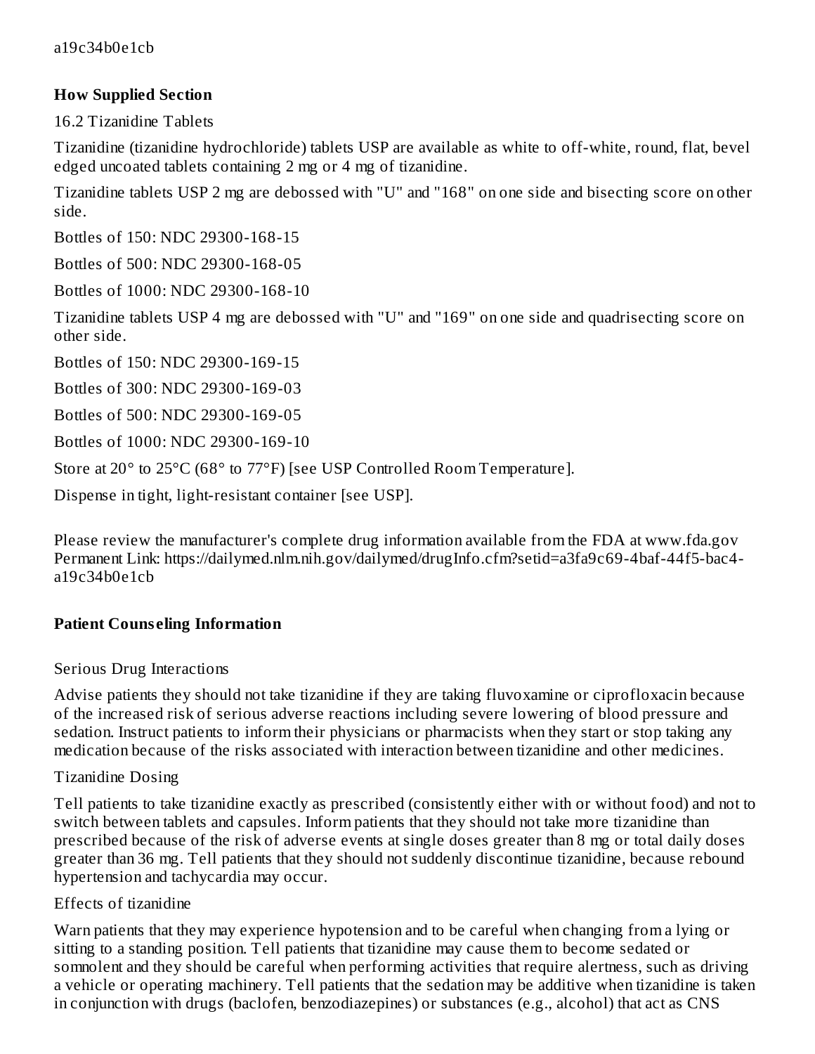a19c34b0e1cb

**How Supplied Section**

16.2 Tizanidine Tablets

Tizanidine (tizanidine hydrochloride) tablets USP are available as white to off-white, round, flat, bevel edged uncoated tablets containing 2 mg or 4 mg of tizanidine.

Tizanidine tablets USP 2 mg are debossed with "U" and "168" on one side and bisecting score on other side.

Bottles of 150: NDC 29300-168-15

Bottles of 500: NDC 29300-168-05

Bottles of 1000: NDC 29300-168-10

Tizanidine tablets USP 4 mg are debossed with "U" and "169" on one side and quadrisecting score on other side.

Bottles of 150: NDC 29300-169-15

Bottles of 300: NDC 29300-169-03

Bottles of 500: NDC 29300-169-05

Bottles of 1000: NDC 29300-169-10

Store at 20° to 25°C (68° to 77°F) [see USP Controlled Room Temperature].

Dispense in tight, light-resistant container [see USP].

Please review the manufacturer's complete drug information available from the FDA at www.fda.gov
Permanent Link: https://dailymed.nlm.nih.gov/dailymed/drugInfo.cfm?setid=a3fa9c69-4baf-44f5-bac4-a19c34b0e1cb

**Patient Counseling Information**

Serious Drug Interactions

Advise patients they should not take tizanidine if they are taking fluvoxamine or ciprofloxacin because of the increased risk of serious adverse reactions including severe lowering of blood pressure and sedation. Instruct patients to inform their physicians or pharmacists when they start or stop taking any medication because of the risks associated with interaction between tizanidine and other medicines.

Tizanidine Dosing

Tell patients to take tizanidine exactly as prescribed (consistently either with or without food) and not to switch between tablets and capsules. Inform patients that they should not take more tizanidine than prescribed because of the risk of adverse events at single doses greater than 8 mg or total daily doses greater than 36 mg. Tell patients that they should not suddenly discontinue tizanidine, because rebound hypertension and tachycardia may occur.

Effects of tizanidine

Warn patients that they may experience hypotension and to be careful when changing from a lying or sitting to a standing position. Tell patients that tizanidine may cause them to become sedated or somnolent and they should be careful when performing activities that require alertness, such as driving a vehicle or operating machinery. Tell patients that the sedation may be additive when tizanidine is taken in conjunction with drugs (baclofen, benzodiazepines) or substances (e.g., alcohol) that act as CNS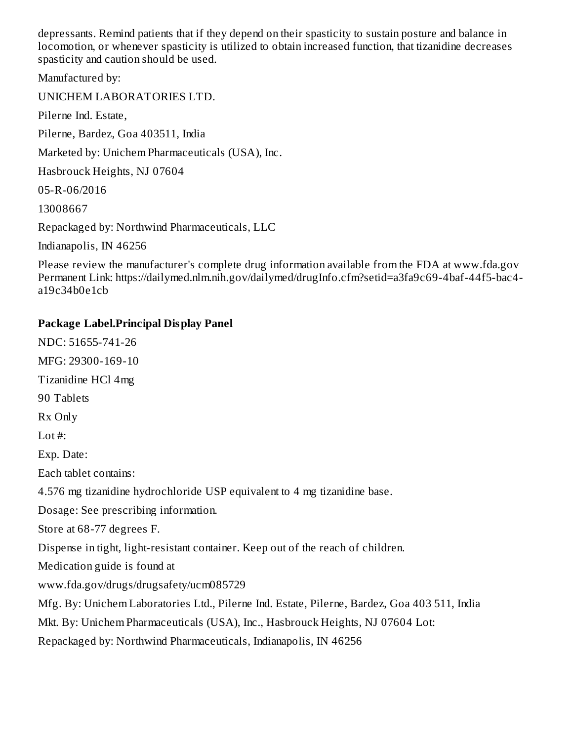depressants. Remind patients that if they depend on their spasticity to sustain posture and balance in locomotion, or whenever spasticity is utilized to obtain increased function, that tizanidine decreases spasticity and caution should be used.

Manufactured by:

UNICHEM LABORATORIES LTD.

Pilerne Ind. Estate,

Pilerne, Bardez, Goa 403511, India

Marketed by: Unichem Pharmaceuticals (USA), Inc.

Hasbrouck Heights, NJ 07604

05-R-06/2016

13008667

Repackaged by: Northwind Pharmaceuticals, LLC

Indianapolis, IN 46256

Please review the manufacturer's complete drug information available from the FDA at www.fda.gov Permanent Link: https://dailymed.nlm.nih.gov/dailymed/drugInfo.cfm?setid=a3fa9c69-4baf-44f5-bac4-a19c34b0e1cb

## Package Label.Principal Display Panel

NDC: 51655-741-26

MFG: 29300-169-10

Tizanidine HCl 4mg

90 Tablets

Rx Only

Lot #:

Exp. Date:

Each tablet contains:

4.576 mg tizanidine hydrochloride USP equivalent to 4 mg tizanidine base.

Dosage: See prescribing information.

Store at 68-77 degrees F.

Dispense in tight, light-resistant container. Keep out of the reach of children.

Medication guide is found at

www.fda.gov/drugs/drugsafety/ucm085729

Mfg. By: Unichem Laboratories Ltd., Pilerne Ind. Estate, Pilerne, Bardez, Goa 403 511, India

Mkt. By: Unichem Pharmaceuticals (USA), Inc., Hasbrouck Heights, NJ 07604 Lot:

Repackaged by: Northwind Pharmaceuticals, Indianapolis, IN 46256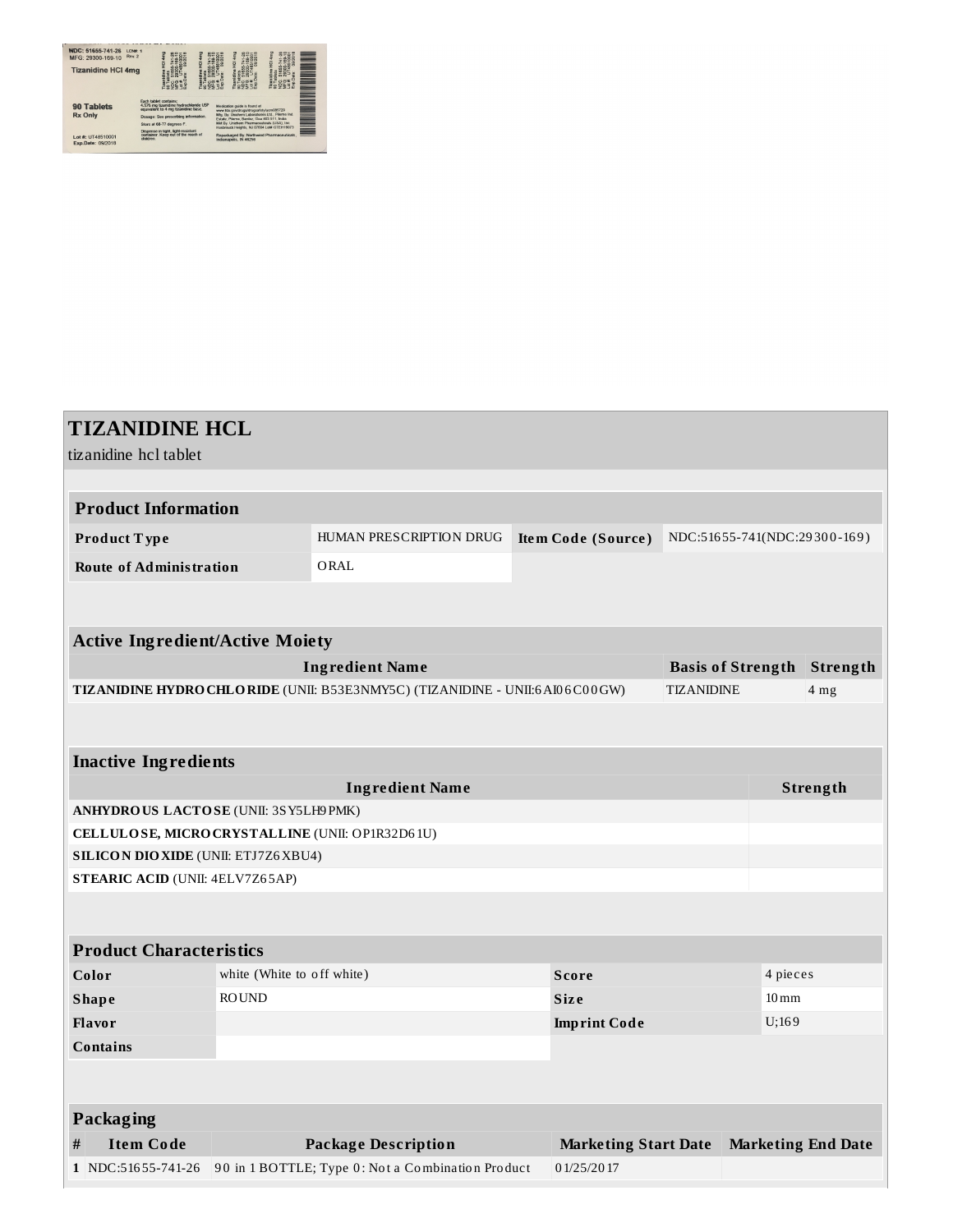NDC: 51655-741-26 LCN#: 1
MFG: 29300-169-10 Rev: 2
Tizanidine HCl 4mg

90 Tablets
Rx Only

Lot #: UT48510001
Exp.Date: 09/2018

Each tablet contains:
4.576 mg tizanidine hydrochloride USP equivalent to 4 mg tizanidine base.

Dosage: See prescribing information.

Store at 68-77 degrees F.

Dispense in tight, light-resistant container. Keep out of the reach of children.

Medication guide is found at
www.fda.gov/drugs/drugsafety/ucm085729
Mfg. By: Unichem Laboratories Ltd., Pilerne Ind. Estate, Pilerne, Bardez, Goa 403 511, India.
Mfd By: Unichem Pharmaceuticals (USA), Inc. Hasbrouck Heights, NJ 07604
Repackaged By: Northwind Pharmaceuticals, Indianapolis, IN 46256

# TIZANIDINE HCL

tizanidine hcl tablet

| Product Information | | | |
|---|---|---|---|
| **Product Type** | HUMAN PRESCRIPTION DRUG | **Item Code (Source)** | NDC:51655-741(NDC:29300-169) |
| **Route of Administration** | ORAL | | |

| Active Ingredient/Active Moiety | | |
|---|---|---|
| **Ingredient Name** | **Basis of Strength** | **Strength** |
| **TIZANIDINE HYDROCHLORIDE** (UNII: B53E3NMY5C) (TIZANIDINE - UNII:6AI06C00GW) | TIZANIDINE | 4 mg |

| Inactive Ingredients | |
|---|---|
| **Ingredient Name** | **Strength** |
| **ANHYDROUS LACTOSE** (UNII: 3SY5LH9PMK) | |
| **CELLULOSE, MICROCRYSTALLINE** (UNII: OP1R32D61U) | |
| **SILICON DIOXIDE** (UNII: ETJ7Z6XBU4) | |
| **STEARIC ACID** (UNII: 4ELV7Z65AP) | |

| Product Characteristics | | | |
|---|---|---|---|
| **Color** | white (White to off white) | **Score** | 4 pieces |
| **Shape** | ROUND | **Size** | 10mm |
| **Flavor** | | **Imprint Code** | U;169 |
| **Contains** | | | |

| Packaging | | | | |
|---|---|---|---|---|
| **#** | **Item Code** | **Package Description** | **Marketing Start Date** | **Marketing End Date** |
| **1** | NDC:51655-741-26 | 90 in 1 BOTTLE; Type 0: Not a Combination Product | 01/25/2017 | |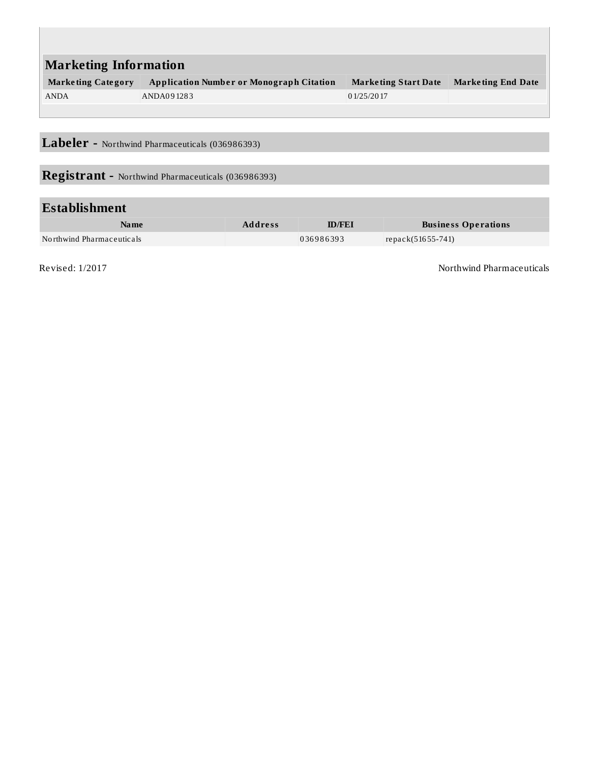## Marketing Information

| Marketing Category | Application Number or Monograph Citation | Marketing Start Date | Marketing End Date |
|---|---|---|---|
| ANDA | ANDA091283 | 01/25/2017 | |

## Labeler - Northwind Pharmaceuticals (036986393)

## Registrant - Northwind Pharmaceuticals (036986393)

## Establishment

| Name | Address | ID/FEI | Business Operations |
|---|---|---|---|
| Northwind Pharmaceuticals | | 036986393 | repack(51655-741) |

Revised: 1/2017

Northwind Pharmaceuticals